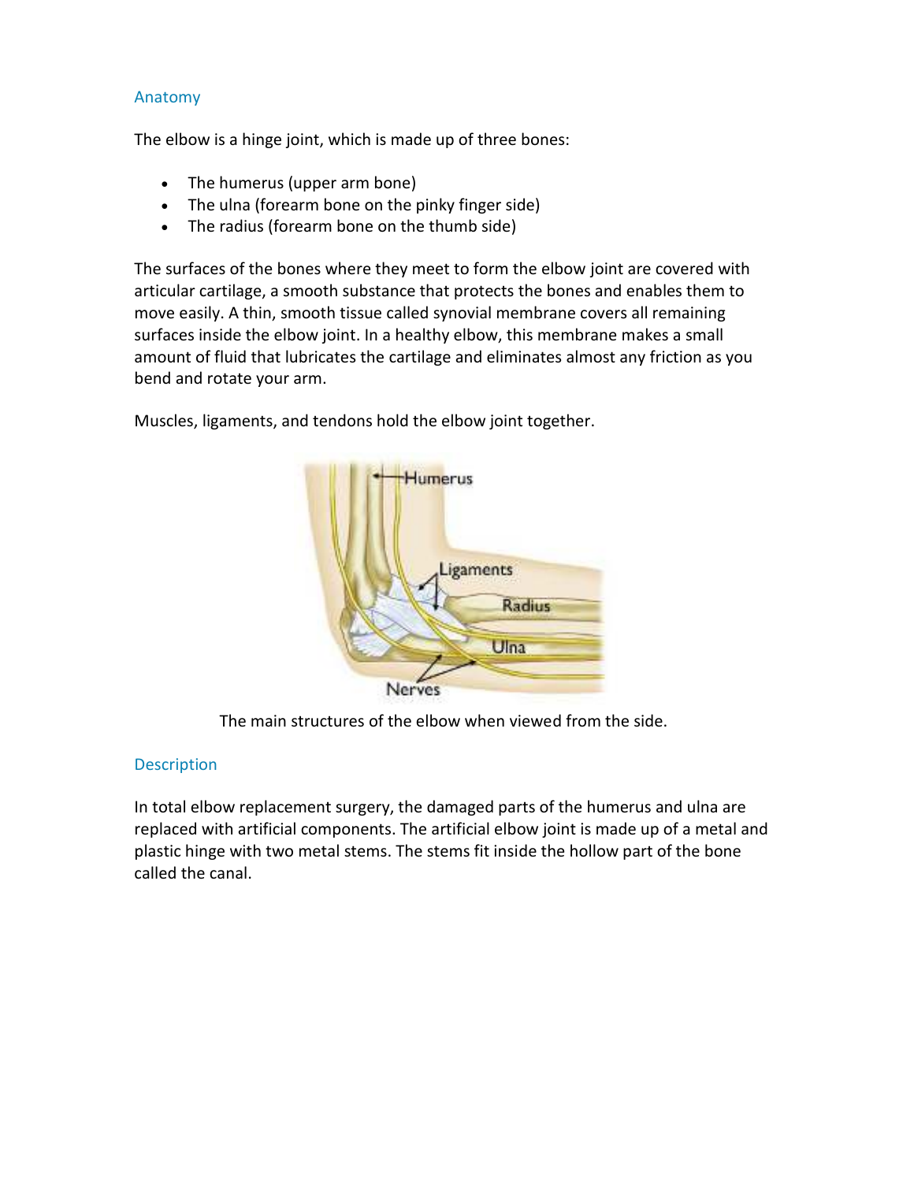## Anatomy

The elbow is a hinge joint, which is made up of three bones:

- The humerus (upper arm bone)
- The ulna (forearm bone on the pinky finger side)
- The radius (forearm bone on the thumb side)

The surfaces of the bones where they meet to form the elbow joint are covered with articular cartilage, a smooth substance that protects the bones and enables them to move easily. A thin, smooth tissue called synovial membrane covers all remaining surfaces inside the elbow joint. In a healthy elbow, this membrane makes a small amount of fluid that lubricates the cartilage and eliminates almost any friction as you bend and rotate your arm.

Muscles, ligaments, and tendons hold the elbow joint together.

The main structures of the elbow when viewed from the side.

## Description

In total elbow replacement surgery, the damaged parts of the humerus and ulna are replaced with artificial components. The artificial elbow joint is made up of a metal and plastic hinge with two metal stems. The stems fit inside the hollow part of the bone called the canal.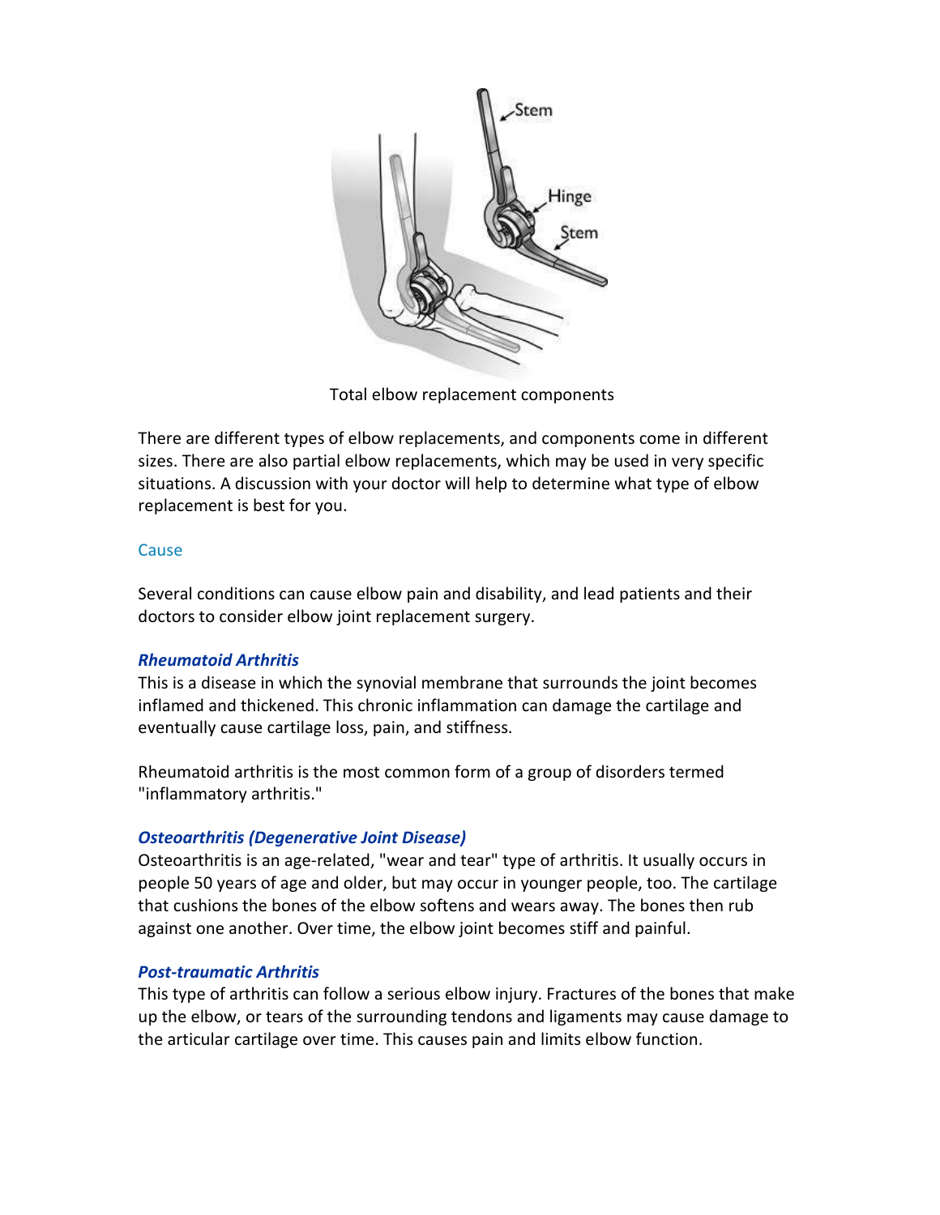Total elbow replacement components

There are different types of elbow replacements, and components come in different sizes. There are also partial elbow replacements, which may be used in very specific situations. A discussion with your doctor will help to determine what type of elbow replacement is best for you.

## Cause

Several conditions can cause elbow pain and disability, and lead patients and their doctors to consider elbow joint replacement surgery.

### *Rheumatoid Arthritis*

This is a disease in which the synovial membrane that surrounds the joint becomes inflamed and thickened. This chronic inflammation can damage the cartilage and eventually cause cartilage loss, pain, and stiffness.

Rheumatoid arthritis is the most common form of a group of disorders termed "inflammatory arthritis."

### *Osteoarthritis (Degenerative Joint Disease)*

Osteoarthritis is an age-related, "wear and tear" type of arthritis. It usually occurs in people 50 years of age and older, but may occur in younger people, too. The cartilage that cushions the bones of the elbow softens and wears away. The bones then rub against one another. Over time, the elbow joint becomes stiff and painful.

### *Post-traumatic Arthritis*

This type of arthritis can follow a serious elbow injury. Fractures of the bones that make up the elbow, or tears of the surrounding tendons and ligaments may cause damage to the articular cartilage over time. This causes pain and limits elbow function.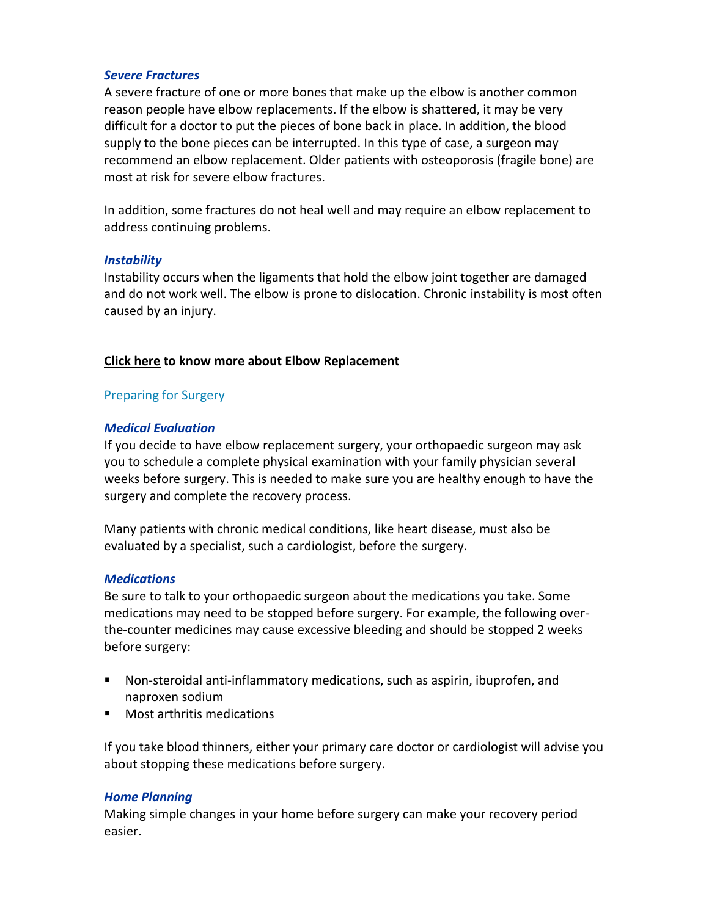***Severe Fractures***

A severe fracture of one or more bones that make up the elbow is another common reason people have elbow replacements. If the elbow is shattered, it may be very difficult for a doctor to put the pieces of bone back in place. In addition, the blood supply to the bone pieces can be interrupted. In this type of case, a surgeon may recommend an elbow replacement. Older patients with osteoporosis (fragile bone) are most at risk for severe elbow fractures.

In addition, some fractures do not heal well and may require an elbow replacement to address continuing problems.

***Instability***

Instability occurs when the ligaments that hold the elbow joint together are damaged and do not work well. The elbow is prone to dislocation. Chronic instability is most often caused by an injury.

**Click here to know more about Elbow Replacement**

## Preparing for Surgery

***Medical Evaluation***

If you decide to have elbow replacement surgery, your orthopaedic surgeon may ask you to schedule a complete physical examination with your family physician several weeks before surgery. This is needed to make sure you are healthy enough to have the surgery and complete the recovery process.

Many patients with chronic medical conditions, like heart disease, must also be evaluated by a specialist, such a cardiologist, before the surgery.

***Medications***

Be sure to talk to your orthopaedic surgeon about the medications you take. Some medications may need to be stopped before surgery. For example, the following over-the-counter medicines may cause excessive bleeding and should be stopped 2 weeks before surgery:

- Non-steroidal anti-inflammatory medications, such as aspirin, ibuprofen, and naproxen sodium
- Most arthritis medications

If you take blood thinners, either your primary care doctor or cardiologist will advise you about stopping these medications before surgery.

***Home Planning***

Making simple changes in your home before surgery can make your recovery period easier.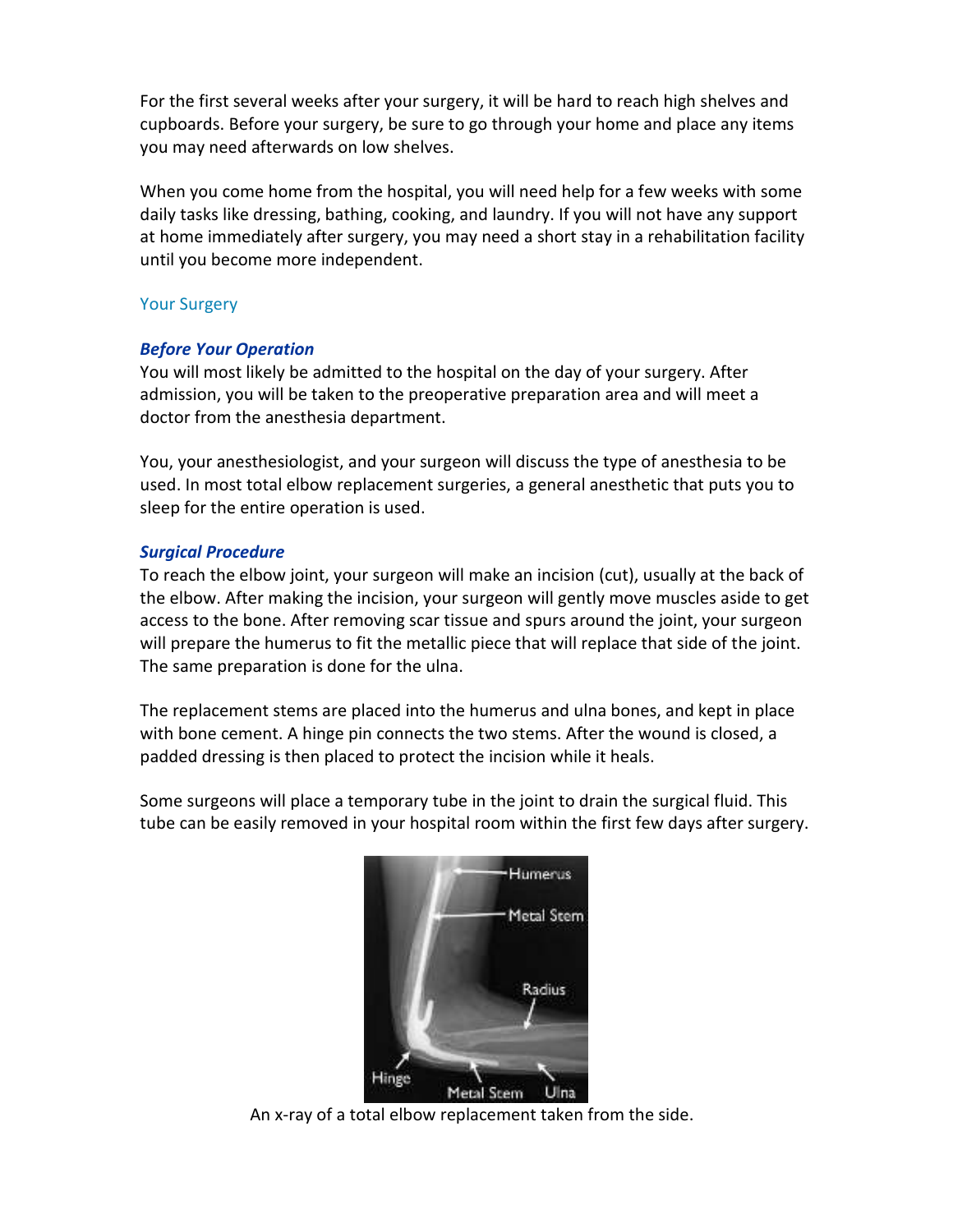For the first several weeks after your surgery, it will be hard to reach high shelves and cupboards. Before your surgery, be sure to go through your home and place any items you may need afterwards on low shelves.

When you come home from the hospital, you will need help for a few weeks with some daily tasks like dressing, bathing, cooking, and laundry. If you will not have any support at home immediately after surgery, you may need a short stay in a rehabilitation facility until you become more independent.

## Your Surgery

### *Before Your Operation*

You will most likely be admitted to the hospital on the day of your surgery. After admission, you will be taken to the preoperative preparation area and will meet a doctor from the anesthesia department.

You, your anesthesiologist, and your surgeon will discuss the type of anesthesia to be used. In most total elbow replacement surgeries, a general anesthetic that puts you to sleep for the entire operation is used.

### *Surgical Procedure*

To reach the elbow joint, your surgeon will make an incision (cut), usually at the back of the elbow. After making the incision, your surgeon will gently move muscles aside to get access to the bone. After removing scar tissue and spurs around the joint, your surgeon will prepare the humerus to fit the metallic piece that will replace that side of the joint. The same preparation is done for the ulna.

The replacement stems are placed into the humerus and ulna bones, and kept in place with bone cement. A hinge pin connects the two stems. After the wound is closed, a padded dressing is then placed to protect the incision while it heals.

Some surgeons will place a temporary tube in the joint to drain the surgical fluid. This tube can be easily removed in your hospital room within the first few days after surgery.

An x-ray of a total elbow replacement taken from the side.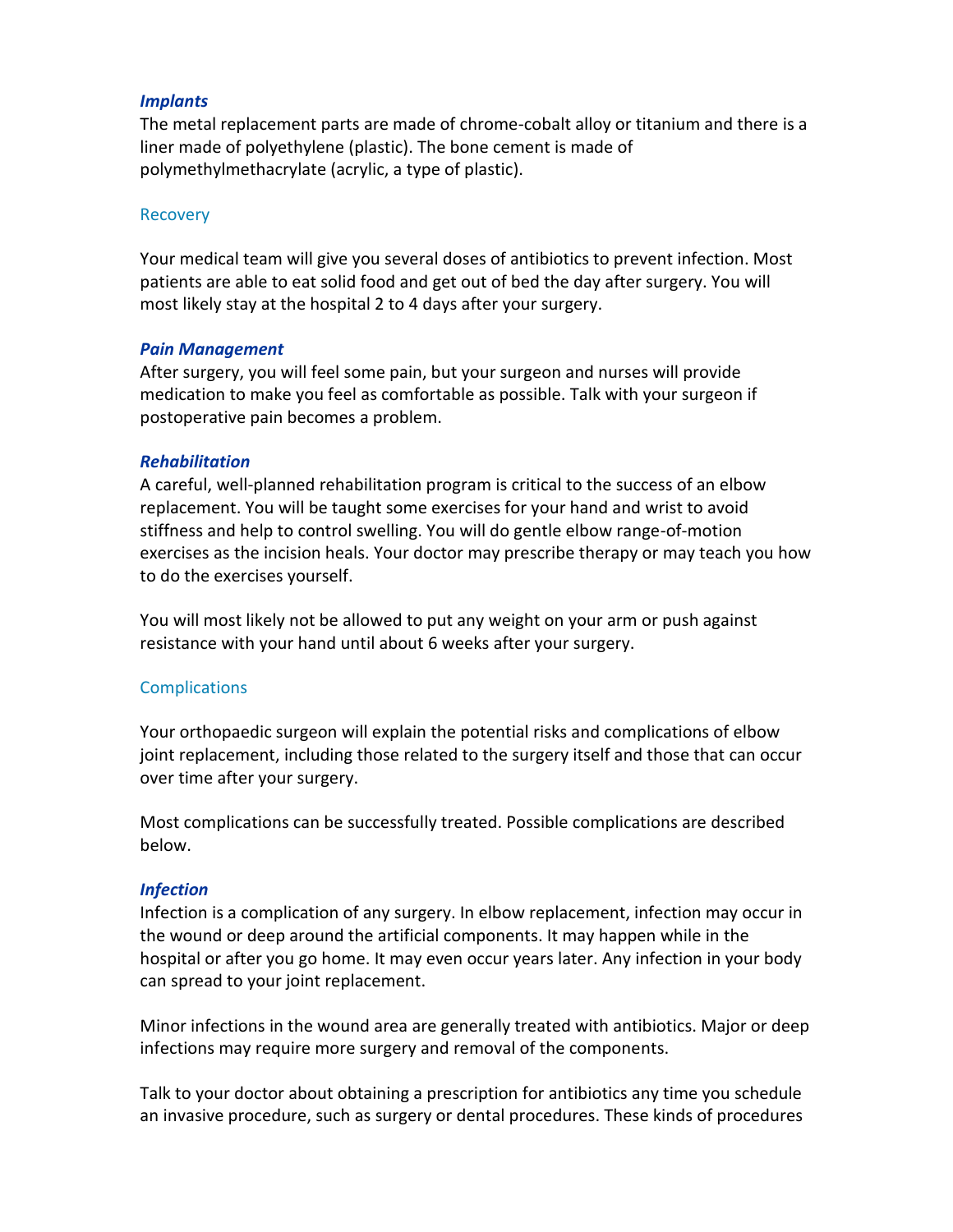### *Implants*

The metal replacement parts are made of chrome-cobalt alloy or titanium and there is a liner made of polyethylene (plastic). The bone cement is made of polymethylmethacrylate (acrylic, a type of plastic).

## Recovery

Your medical team will give you several doses of antibiotics to prevent infection. Most patients are able to eat solid food and get out of bed the day after surgery. You will most likely stay at the hospital 2 to 4 days after your surgery.

### *Pain Management*

After surgery, you will feel some pain, but your surgeon and nurses will provide medication to make you feel as comfortable as possible. Talk with your surgeon if postoperative pain becomes a problem.

### *Rehabilitation*

A careful, well-planned rehabilitation program is critical to the success of an elbow replacement. You will be taught some exercises for your hand and wrist to avoid stiffness and help to control swelling. You will do gentle elbow range-of-motion exercises as the incision heals. Your doctor may prescribe therapy or may teach you how to do the exercises yourself.

You will most likely not be allowed to put any weight on your arm or push against resistance with your hand until about 6 weeks after your surgery.

## Complications

Your orthopaedic surgeon will explain the potential risks and complications of elbow joint replacement, including those related to the surgery itself and those that can occur over time after your surgery.

Most complications can be successfully treated. Possible complications are described below.

### *Infection*

Infection is a complication of any surgery. In elbow replacement, infection may occur in the wound or deep around the artificial components. It may happen while in the hospital or after you go home. It may even occur years later. Any infection in your body can spread to your joint replacement.

Minor infections in the wound area are generally treated with antibiotics. Major or deep infections may require more surgery and removal of the components.

Talk to your doctor about obtaining a prescription for antibiotics any time you schedule an invasive procedure, such as surgery or dental procedures. These kinds of procedures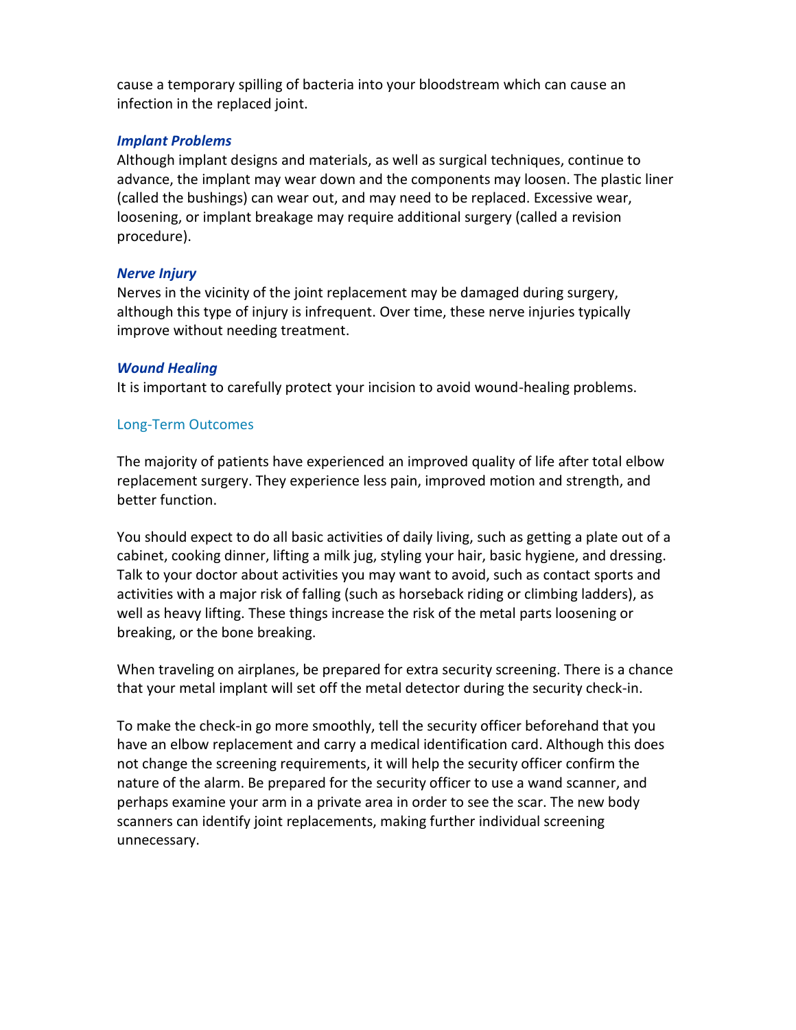cause a temporary spilling of bacteria into your bloodstream which can cause an infection in the replaced joint.

#### *Implant Problems*

Although implant designs and materials, as well as surgical techniques, continue to advance, the implant may wear down and the components may loosen. The plastic liner (called the bushings) can wear out, and may need to be replaced. Excessive wear, loosening, or implant breakage may require additional surgery (called a revision procedure).

#### *Nerve Injury*

Nerves in the vicinity of the joint replacement may be damaged during surgery, although this type of injury is infrequent. Over time, these nerve injuries typically improve without needing treatment.

#### *Wound Healing*

It is important to carefully protect your incision to avoid wound-healing problems.

### Long-Term Outcomes

The majority of patients have experienced an improved quality of life after total elbow replacement surgery. They experience less pain, improved motion and strength, and better function.

You should expect to do all basic activities of daily living, such as getting a plate out of a cabinet, cooking dinner, lifting a milk jug, styling your hair, basic hygiene, and dressing. Talk to your doctor about activities you may want to avoid, such as contact sports and activities with a major risk of falling (such as horseback riding or climbing ladders), as well as heavy lifting. These things increase the risk of the metal parts loosening or breaking, or the bone breaking.

When traveling on airplanes, be prepared for extra security screening. There is a chance that your metal implant will set off the metal detector during the security check-in.

To make the check-in go more smoothly, tell the security officer beforehand that you have an elbow replacement and carry a medical identification card. Although this does not change the screening requirements, it will help the security officer confirm the nature of the alarm. Be prepared for the security officer to use a wand scanner, and perhaps examine your arm in a private area in order to see the scar. The new body scanners can identify joint replacements, making further individual screening unnecessary.